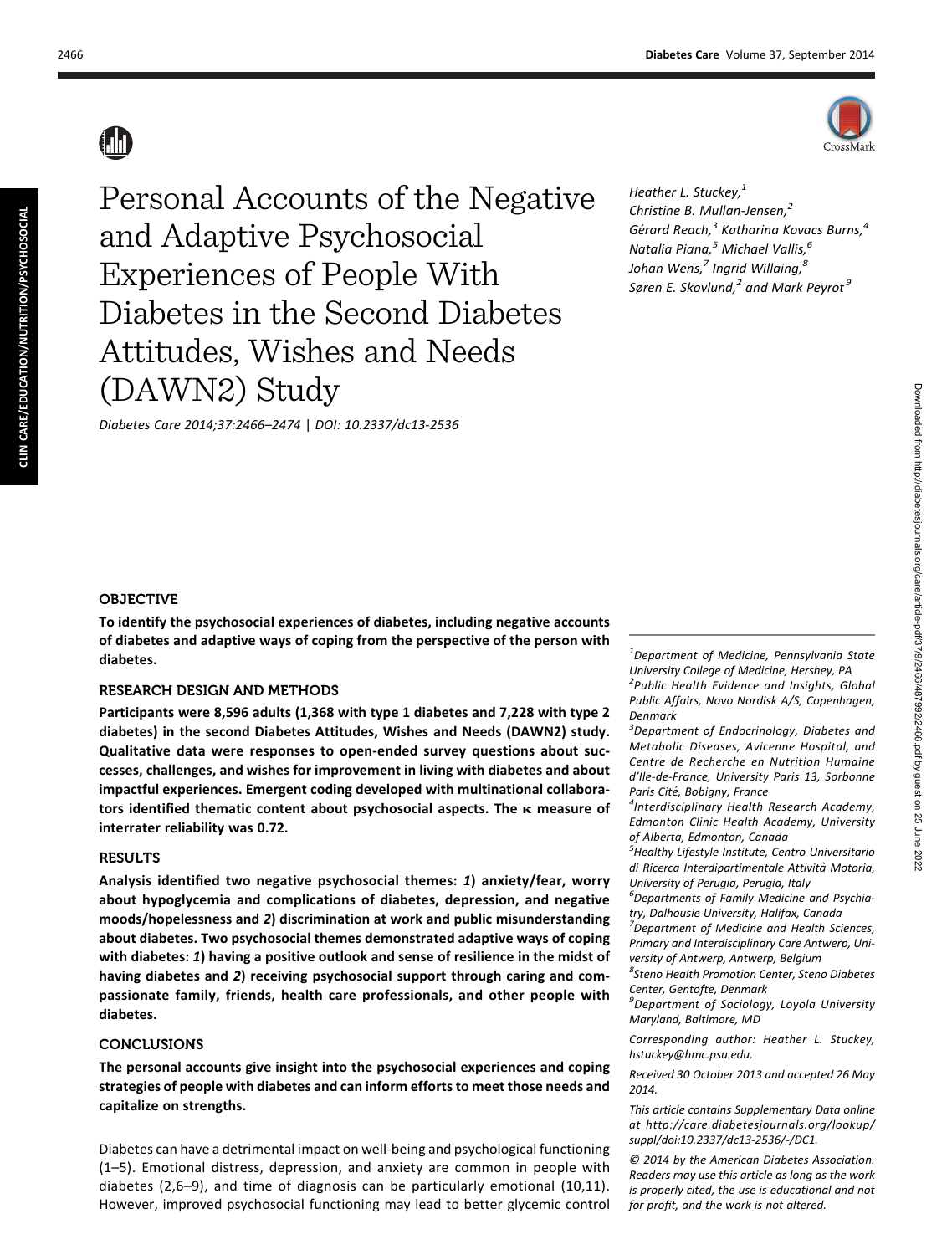# Personal Accounts of the Negative and Adaptive Psychosocial Experiences of People With Diabetes in the Second Diabetes Attitudes, Wishes and Needs (DAWN2) Study

*Diabetes Care 2014;37:2466–2474 | DOI: 10.2337/dc13-2536*

*Heather L. Stuckey,[1] Christine B. Mullan-Jensen,[2] Gérard Reach,[3] Katharina Kovacs Burns,[4] Natalia Piana,[5] Michael Vallis,[6] Johan Wens,[7] Ingrid Willaing,[8] Søren E. Skovlund,[2] and Mark Peyrot[9]*

### OBJECTIVE

**To identify the psychosocial experiences of diabetes, including negative accounts of diabetes and adaptive ways of coping from the perspective of the person with diabetes.**

### RESEARCH DESIGN AND METHODS

**Participants were 8,596 adults (1,368 with type 1 diabetes and 7,228 with type 2 diabetes) in the second Diabetes Attitudes, Wishes and Needs (DAWN2) study. Qualitative data were responses to open-ended survey questions about successes, challenges, and wishes for improvement in living with diabetes and about impactful experiences. Emergent coding developed with multinational collaborators identified thematic content about psychosocial aspects. The κ measure of interrater reliability was 0.72.**

### RESULTS

**Analysis identified two negative psychosocial themes: *1*) anxiety/fear, worry about hypoglycemia and complications of diabetes, depression, and negative moods/hopelessness and *2*) discrimination at work and public misunderstanding about diabetes. Two psychosocial themes demonstrated adaptive ways of coping with diabetes: *1*) having a positive outlook and sense of resilience in the midst of having diabetes and *2*) receiving psychosocial support through caring and compassionate family, friends, health care professionals, and other people with diabetes.**

### CONCLUSIONS

**The personal accounts give insight into the psychosocial experiences and coping strategies of people with diabetes and can inform efforts to meet those needs and capitalize on strengths.**

Diabetes can have a detrimental impact on well-being and psychological functioning (1–5). Emotional distress, depression, and anxiety are common in people with diabetes (2,6–9), and time of diagnosis can be particularly emotional (10,11). However, improved psychosocial functioning may lead to better glycemic control

[1]Department of Medicine, Pennsylvania State University College of Medicine, Hershey, PA
[2]Public Health Evidence and Insights, Global Public Affairs, Novo Nordisk A/S, Copenhagen, Denmark
[3]Department of Endocrinology, Diabetes and Metabolic Diseases, Avicenne Hospital, and Centre de Recherche en Nutrition Humaine d'Ile-de-France, University Paris 13, Sorbonne Paris Cité, Bobigny, France
[4]Interdisciplinary Health Research Academy, Edmonton Clinic Health Academy, University of Alberta, Edmonton, Canada
[5]Healthy Lifestyle Institute, Centro Universitario di Ricerca Interdipartimentale Attività Motoria, University of Perugia, Perugia, Italy
[6]Departments of Family Medicine and Psychiatry, Dalhousie University, Halifax, Canada
[7]Department of Medicine and Health Sciences, Primary and Interdisciplinary Care Antwerp, University of Antwerp, Antwerp, Belgium
[8]Steno Health Promotion Center, Steno Diabetes Center, Gentofte, Denmark
[9]Department of Sociology, Loyola University Maryland, Baltimore, MD

Corresponding author: Heather L. Stuckey, hstuckey@hmc.psu.edu.

Received 30 October 2013 and accepted 26 May 2014.

This article contains Supplementary Data online at http://care.diabetesjournals.org/lookup/suppl/doi:10.2337/dc13-2536/-/DC1.

© 2014 by the American Diabetes Association. Readers may use this article as long as the work is properly cited, the use is educational and not for profit, and the work is not altered.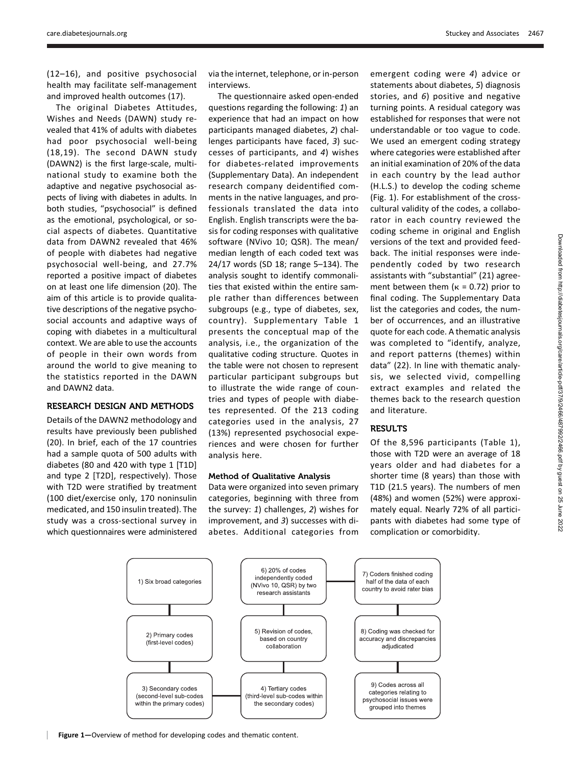(12–16), and positive psychosocial health may facilitate self-management and improved health outcomes (17).

The original Diabetes Attitudes, Wishes and Needs (DAWN) study revealed that 41% of adults with diabetes had poor psychosocial well-being (18,19). The second DAWN study (DAWN2) is the first large-scale, multinational study to examine both the adaptive and negative psychosocial aspects of living with diabetes in adults. In both studies, "psychosocial" is defined as the emotional, psychological, or social aspects of diabetes. Quantitative data from DAWN2 revealed that 46% of people with diabetes had negative psychosocial well-being, and 27.7% reported a positive impact of diabetes on at least one life dimension (20). The aim of this article is to provide qualitative descriptions of the negative psychosocial accounts and adaptive ways of coping with diabetes in a multicultural context. We are able to use the accounts of people in their own words from around the world to give meaning to the statistics reported in the DAWN and DAWN2 data.

## RESEARCH DESIGN AND METHODS

Details of the DAWN2 methodology and results have previously been published (20). In brief, each of the 17 countries had a sample quota of 500 adults with diabetes (80 and 420 with type 1 [T1D] and type 2 [T2D], respectively). Those with T2D were stratified by treatment (100 diet/exercise only, 170 noninsulin medicated, and 150 insulin treated). The study was a cross-sectional survey in which questionnaires were administered via the internet, telephone, or in-person interviews.

The questionnaire asked open-ended questions regarding the following: *1*) an experience that had an impact on how participants managed diabetes, *2*) challenges participants have faced, *3*) successes of participants, and *4*) wishes for diabetes-related improvements (Supplementary Data). An independent research company deidentified comments in the native languages, and professionals translated the data into English. English transcripts were the basis for coding responses with qualitative software (NVivo 10; QSR). The mean/median length of each coded text was 24/17 words (SD 18; range 5–134). The analysis sought to identify commonalities that existed within the entire sample rather than differences between subgroups (e.g., type of diabetes, sex, country). Supplementary Table 1 presents the conceptual map of the analysis, i.e., the organization of the qualitative coding structure. Quotes in the table were not chosen to represent particular participant subgroups but to illustrate the wide range of countries and types of people with diabetes represented. Of the 213 coding categories used in the analysis, 27 (13%) represented psychosocial experiences and were chosen for further analysis here.

### Method of Qualitative Analysis

Data were organized into seven primary categories, beginning with three from the survey: *1*) challenges, *2*) wishes for improvement, and *3*) successes with diabetes. Additional categories from emergent coding were *4*) advice or statements about diabetes, *5*) diagnosis stories, and *6*) positive and negative turning points. A residual category was established for responses that were not understandable or too vague to code. We used an emergent coding strategy where categories were established after an initial examination of 20% of the data in each country by the lead author (H.L.S.) to develop the coding scheme (Fig. 1). For establishment of the cross-cultural validity of the codes, a collaborator in each country reviewed the coding scheme in original and English versions of the text and provided feedback. The initial responses were independently coded by two research assistants with "substantial" (21) agreement between them ($\kappa = 0.72$) prior to final coding. The Supplementary Data list the categories and codes, the number of occurrences, and an illustrative quote for each code. A thematic analysis was completed to "identify, analyze, and report patterns (themes) within data" (22). In line with thematic analysis, we selected vivid, compelling extract examples and related the themes back to the research question and literature.

## RESULTS

Of the 8,596 participants (Table 1), those with T2D were an average of 18 years older and had diabetes for a shorter time (8 years) than those with T1D (21.5 years). The numbers of men (48%) and women (52%) were approximately equal. Nearly 72% of all participants with diabetes had some type of complication or comorbidity.

1) Six broad categories → 2) Primary codes (first-level codes) → 3) Secondary codes (second-level sub-codes within the primary codes) → 4) Tertiary codes (third-level sub-codes within the secondary codes) → 5) Revision of codes, based on country collaboration → 6) 20% of codes independently coded (NVivo 10, QSR) by two research assistants → 7) Coders finished coding half of the data of each country to avoid rater bias → 8) Coding was checked for accuracy and discrepancies adjudicated → 9) Codes across all categories relating to psychosocial issues were grouped into themes

**Figure 1**—Overview of method for developing codes and thematic content.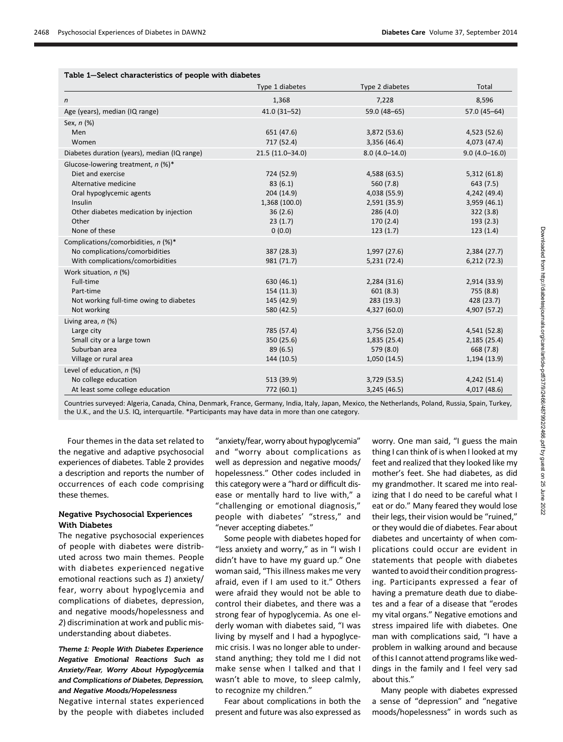Table 1—Select characteristics of people with diabetes

| | Type 1 diabetes | Type 2 diabetes | Total |
|---|---|---|---|
| *n* | 1,368 | 7,228 | 8,596 |
| Age (years), median (IQ range) | 41.0 (31–52) | 59.0 (48–65) | 57.0 (45–64) |
| Sex, *n* (%) | | | |
| Men | 651 (47.6) | 3,872 (53.6) | 4,523 (52.6) |
| Women | 717 (52.4) | 3,356 (46.4) | 4,073 (47.4) |
| Diabetes duration (years), median (IQ range) | 21.5 (11.0–34.0) | 8.0 (4.0–14.0) | 9.0 (4.0–16.0) |
| Glucose-lowering treatment, *n* (%)* | | | |
| Diet and exercise | 724 (52.9) | 4,588 (63.5) | 5,312 (61.8) |
| Alternative medicine | 83 (6.1) | 560 (7.8) | 643 (7.5) |
| Oral hypoglycemic agents | 204 (14.9) | 4,038 (55.9) | 4,242 (49.4) |
| Insulin | 1,368 (100.0) | 2,591 (35.9) | 3,959 (46.1) |
| Other diabetes medication by injection | 36 (2.6) | 286 (4.0) | 322 (3.8) |
| Other | 23 (1.7) | 170 (2.4) | 193 (2.3) |
| None of these | 0 (0.0) | 123 (1.7) | 123 (1.4) |
| Complications/comorbidities, *n* (%)* | | | |
| No complications/comorbidities | 387 (28.3) | 1,997 (27.6) | 2,384 (27.7) |
| With complications/comorbidities | 981 (71.7) | 5,231 (72.4) | 6,212 (72.3) |
| Work situation, *n* (%) | | | |
| Full-time | 630 (46.1) | 2,284 (31.6) | 2,914 (33.9) |
| Part-time | 154 (11.3) | 601 (8.3) | 755 (8.8) |
| Not working full-time owing to diabetes | 145 (42.9) | 283 (19.3) | 428 (23.7) |
| Not working | 580 (42.5) | 4,327 (60.0) | 4,907 (57.2) |
| Living area, *n* (%) | | | |
| Large city | 785 (57.4) | 3,756 (52.0) | 4,541 (52.8) |
| Small city or a large town | 350 (25.6) | 1,835 (25.4) | 2,185 (25.4) |
| Suburban area | 89 (6.5) | 579 (8.0) | 668 (7.8) |
| Village or rural area | 144 (10.5) | 1,050 (14.5) | 1,194 (13.9) |
| Level of education, *n* (%) | | | |
| No college education | 513 (39.9) | 3,729 (53.5) | 4,242 (51.4) |
| At least some college education | 772 (60.1) | 3,245 (46.5) | 4,017 (48.6) |

Countries surveyed: Algeria, Canada, China, Denmark, France, Germany, India, Italy, Japan, Mexico, the Netherlands, Poland, Russia, Spain, Turkey, the U.K., and the U.S. IQ, interquartile. *Participants may have data in more than one category.

Four themes in the data set related to the negative and adaptive psychosocial experiences of diabetes. Table 2 provides a description and reports the number of occurrences of each code comprising these themes.

### Negative Psychosocial Experiences With Diabetes

The negative psychosocial experiences of people with diabetes were distributed across two main themes. People with diabetes experienced negative emotional reactions such as *1*) anxiety/fear, worry about hypoglycemia and complications of diabetes, depression, and negative moods/hopelessness and *2*) discrimination at work and public misunderstanding about diabetes.

#### *Theme 1: People With Diabetes Experience Negative Emotional Reactions Such as Anxiety/Fear, Worry About Hypoglycemia and Complications of Diabetes, Depression, and Negative Moods/Hopelessness*

Negative internal states experienced by the people with diabetes included "anxiety/fear, worry about hypoglycemia" and "worry about complications as well as depression and negative moods/hopelessness." Other codes included in this category were a "hard or difficult disease or mentally hard to live with," a "challenging or emotional diagnosis," people with diabetes' "stress," and "never accepting diabetes."

Some people with diabetes hoped for "less anxiety and worry," as in "I wish I didn't have to have my guard up." One woman said, "This illness makes me very afraid, even if I am used to it." Others were afraid they would not be able to control their diabetes, and there was a strong fear of hypoglycemia. As one elderly woman with diabetes said, "I was living by myself and I had a hypoglycemic crisis. I was no longer able to understand anything; they told me I did not make sense when I talked and that I wasn't able to move, to sleep calmly, to recognize my children."

Fear about complications in both the present and future was also expressed as worry. One man said, "I guess the main thing I can think of is when I looked at my feet and realized that they looked like my mother's feet. She had diabetes, as did my grandmother. It scared me into realizing that I do need to be careful what I eat or do." Many feared they would lose their legs, their vision would be "ruined," or they would die of diabetes. Fear about diabetes and uncertainty of when complications could occur are evident in statements that people with diabetes wanted to avoid their condition progressing. Participants expressed a fear of having a premature death due to diabetes and a fear of a disease that "erodes my vital organs." Negative emotions and stress impaired life with diabetes. One man with complications said, "I have a problem in walking around and because of this I cannot attend programs like weddings in the family and I feel very sad about this."

Many people with diabetes expressed a sense of "depression" and "negative moods/hopelessness" in words such as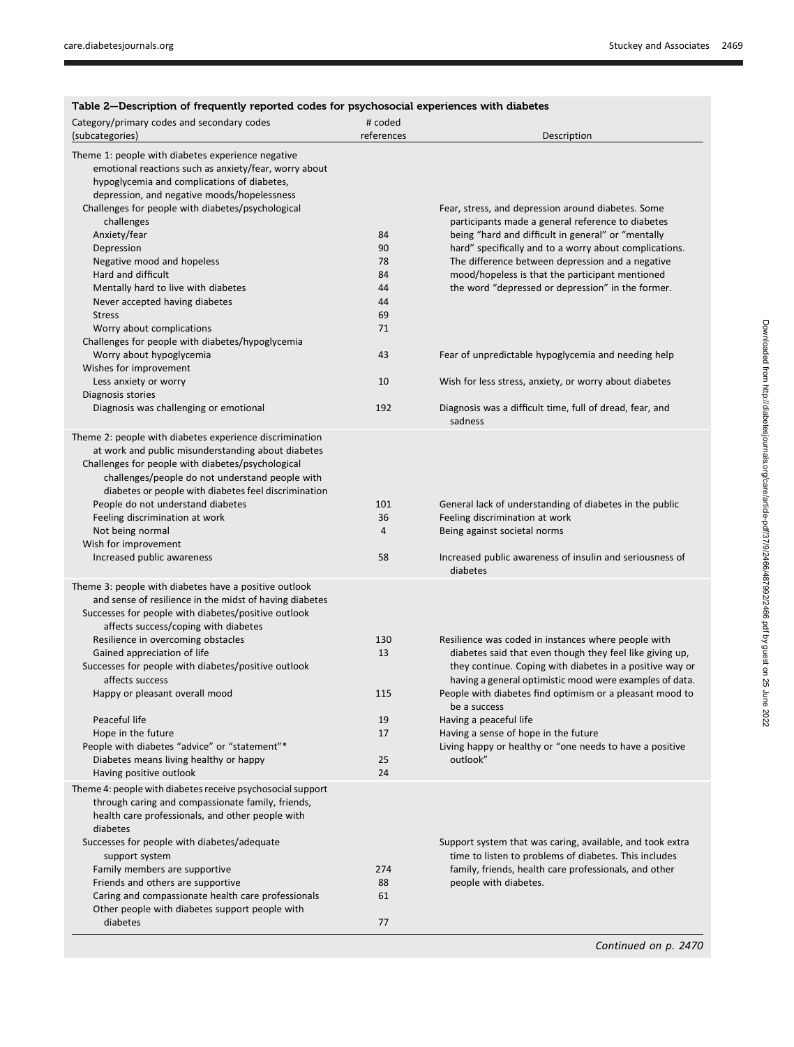**Table 2—Description of frequently reported codes for psychosocial experiences with diabetes**

| Category/primary codes and secondary codes (subcategories) | # coded references | Description |
|---|---|---|
| Theme 1: people with diabetes experience negative emotional reactions such as anxiety/fear, worry about hypoglycemia and complications of diabetes, depression, and negative moods/hopelessness | | |
| Challenges for people with diabetes/psychological challenges | | Fear, stress, and depression around diabetes. Some participants made a general reference to diabetes being "hard and difficult in general" or "mentally hard" specifically and to a worry about complications. The difference between depression and a negative mood/hopeless is that the participant mentioned the word "depressed or depression" in the former. |
| Anxiety/fear | 84 | |
| Depression | 90 | |
| Negative mood and hopeless | 78 | |
| Hard and difficult | 84 | |
| Mentally hard to live with diabetes | 44 | |
| Never accepted having diabetes | 44 | |
| Stress | 69 | |
| Worry about complications | 71 | |
| Challenges for people with diabetes/hypoglycemia | | |
| Worry about hypoglycemia | 43 | Fear of unpredictable hypoglycemia and needing help |
| Wishes for improvement | | |
| Less anxiety or worry | 10 | Wish for less stress, anxiety, or worry about diabetes |
| Diagnosis stories | | |
| Diagnosis was challenging or emotional | 192 | Diagnosis was a difficult time, full of dread, fear, and sadness |
| Theme 2: people with diabetes experience discrimination at work and public misunderstanding about diabetes | | |
| Challenges for people with diabetes/psychological challenges/people do not understand people with diabetes or people with diabetes feel discrimination | | |
| People do not understand diabetes | 101 | General lack of understanding of diabetes in the public |
| Feeling discrimination at work | 36 | Feeling discrimination at work |
| Not being normal | 4 | Being against societal norms |
| Wish for improvement | | |
| Increased public awareness | 58 | Increased public awareness of insulin and seriousness of diabetes |
| Theme 3: people with diabetes have a positive outlook and sense of resilience in the midst of having diabetes | | |
| Successes for people with diabetes/positive outlook affects success/coping with diabetes | | |
| Resilience in overcoming obstacles | 130 | Resilience was coded in instances where people with diabetes said that even though they feel like giving up, they continue. Coping with diabetes in a positive way or having a general optimistic mood were examples of data. |
| Gained appreciation of life | 13 | |
| Successes for people with diabetes/positive outlook affects success | | |
| Happy or pleasant overall mood | 115 | People with diabetes find optimism or a pleasant mood to be a success |
| Peaceful life | 19 | Having a peaceful life |
| Hope in the future | 17 | Having a sense of hope in the future |
| People with diabetes "advice" or "statement"* | | Living happy or healthy or "one needs to have a positive outlook" |
| Diabetes means living healthy or happy | 25 | |
| Having positive outlook | 24 | |
| Theme 4: people with diabetes receive psychosocial support through caring and compassionate family, friends, health care professionals, and other people with diabetes | | |
| Successes for people with diabetes/adequate support system | | Support system that was caring, available, and took extra time to listen to problems of diabetes. This includes family, friends, health care professionals, and other people with diabetes. |
| Family members are supportive | 274 | |
| Friends and others are supportive | 88 | |
| Caring and compassionate health care professionals | 61 | |
| Other people with diabetes support people with diabetes | 77 | |

*Continued on p. 2470*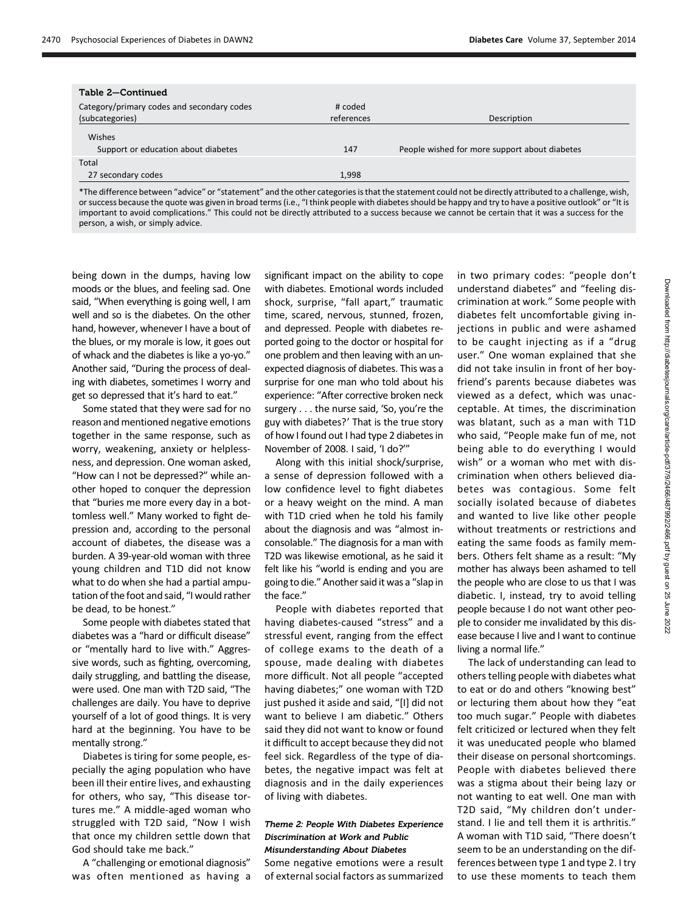**Table 2—Continued**

| Category/primary codes and secondary codes (subcategories) | # coded references | Description |
|---|---|---|
| Wishes | | |
| Support or education about diabetes | 147 | People wished for more support about diabetes |
| Total | | |
| 27 secondary codes | 1,998 | |

*The difference between "advice" or "statement" and the other categories is that the statement could not be directly attributed to a challenge, wish, or success because the quote was given in broad terms (i.e., "I think people with diabetes should be happy and try to have a positive outlook" or "It is important to avoid complications." This could not be directly attributed to a success because we cannot be certain that it was a success for the person, a wish, or simply advice.

being down in the dumps, having low moods or the blues, and feeling sad. One said, "When everything is going well, I am well and so is the diabetes. On the other hand, however, whenever I have a bout of the blues, or my morale is low, it goes out of whack and the diabetes is like a yo-yo." Another said, "During the process of dealing with diabetes, sometimes I worry and get so depressed that it's hard to eat."

Some stated that they were sad for no reason and mentioned negative emotions together in the same response, such as worry, weakening, anxiety or helplessness, and depression. One woman asked, "How can I not be depressed?" while another hoped to conquer the depression that "buries me more every day in a bottomless well." Many worked to fight depression and, according to the personal account of diabetes, the disease was a burden. A 39-year-old woman with three young children and T1D did not know what to do when she had a partial amputation of the foot and said, "I would rather be dead, to be honest."

Some people with diabetes stated that diabetes was a "hard or difficult disease" or "mentally hard to live with." Aggressive words, such as fighting, overcoming, daily struggling, and battling the disease, were used. One man with T2D said, "The challenges are daily. You have to deprive yourself of a lot of good things. It is very hard at the beginning. You have to be mentally strong."

Diabetes is tiring for some people, especially the aging population who have been ill their entire lives, and exhausting for others, who say, "This disease tortures me." A middle-aged woman who struggled with T2D said, "Now I wish that once my children settle down that God should take me back."

A "challenging or emotional diagnosis" was often mentioned as having a significant impact on the ability to cope with diabetes. Emotional words included shock, surprise, "fall apart," traumatic time, scared, nervous, stunned, frozen, and depressed. People with diabetes reported going to the doctor or hospital for one problem and then leaving with an unexpected diagnosis of diabetes. This was a surprise for one man who told about his experience: "After corrective broken neck surgery . . . the nurse said, 'So, you're the guy with diabetes?' That is the true story of how I found out I had type 2 diabetes in November of 2008. I said, 'I do?'"

Along with this initial shock/surprise, a sense of depression followed with a low confidence level to fight diabetes or a heavy weight on the mind. A man with T1D cried when he told his family about the diagnosis and was "almost inconsolable." The diagnosis for a man with T2D was likewise emotional, as he said it felt like his "world is ending and you are going to die." Another said it was a "slap in the face."

People with diabetes reported that having diabetes-caused "stress" and a stressful event, ranging from the effect of college exams to the death of a spouse, made dealing with diabetes more difficult. Not all people "accepted having diabetes;" one woman with T2D just pushed it aside and said, "[I] did not want to believe I am diabetic." Others said they did not want to know or found it difficult to accept because they did not feel sick. Regardless of the type of diabetes, the negative impact was felt at diagnosis and in the daily experiences of living with diabetes.

#### *Theme 2: People With Diabetes Experience Discrimination at Work and Public Misunderstanding About Diabetes*

Some negative emotions were a result of external social factors as summarized in two primary codes: "people don't understand diabetes" and "feeling discrimination at work." Some people with diabetes felt uncomfortable giving injections in public and were ashamed to be caught injecting as if a "drug user." One woman explained that she did not take insulin in front of her boyfriend's parents because diabetes was viewed as a defect, which was unacceptable. At times, the discrimination was blatant, such as a man with T1D who said, "People make fun of me, not being able to do everything I would wish" or a woman who met with discrimination when others believed diabetes was contagious. Some felt socially isolated because of diabetes and wanted to live like other people without treatments or restrictions and eating the same foods as family members. Others felt shame as a result: "My mother has always been ashamed to tell the people who are close to us that I was diabetic. I, instead, try to avoid telling people because I do not want other people to consider me invalidated by this disease because I live and I want to continue living a normal life."

The lack of understanding can lead to others telling people with diabetes what to eat or do and others "knowing best" or lecturing them about how they "eat too much sugar." People with diabetes felt criticized or lectured when they felt it was uneducated people who blamed their disease on personal shortcomings. People with diabetes believed there was a stigma about their being lazy or not wanting to eat well. One man with T2D said, "My children don't understand. I lie and tell them it is arthritis." A woman with T1D said, "There doesn't seem to be an understanding on the differences between type 1 and type 2. I try to use these moments to teach them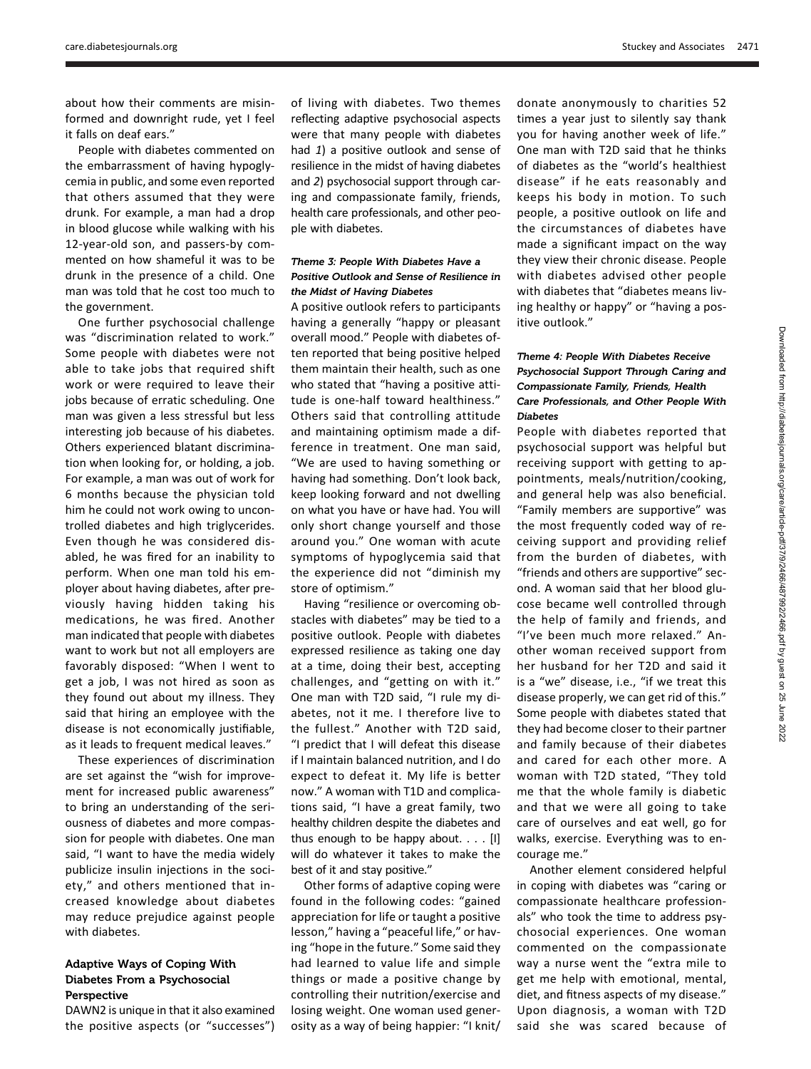about how their comments are misinformed and downright rude, yet I feel it falls on deaf ears."

People with diabetes commented on the embarrassment of having hypoglycemia in public, and some even reported that others assumed that they were drunk. For example, a man had a drop in blood glucose while walking with his 12-year-old son, and passers-by commented on how shameful it was to be drunk in the presence of a child. One man was told that he cost too much to the government.

One further psychosocial challenge was "discrimination related to work." Some people with diabetes were not able to take jobs that required shift work or were required to leave their jobs because of erratic scheduling. One man was given a less stressful but less interesting job because of his diabetes. Others experienced blatant discrimination when looking for, or holding, a job. For example, a man was out of work for 6 months because the physician told him he could not work owing to uncontrolled diabetes and high triglycerides. Even though he was considered disabled, he was fired for an inability to perform. When one man told his employer about having diabetes, after previously having hidden taking his medications, he was fired. Another man indicated that people with diabetes want to work but not all employers are favorably disposed: "When I went to get a job, I was not hired as soon as they found out about my illness. They said that hiring an employee with the disease is not economically justifiable, as it leads to frequent medical leaves."

These experiences of discrimination are set against the "wish for improvement for increased public awareness" to bring an understanding of the seriousness of diabetes and more compassion for people with diabetes. One man said, "I want to have the media widely publicize insulin injections in the society," and others mentioned that increased knowledge about diabetes may reduce prejudice against people with diabetes.

## Adaptive Ways of Coping With Diabetes From a Psychosocial Perspective

DAWN2 is unique in that it also examined the positive aspects (or "successes") of living with diabetes. Two themes reflecting adaptive psychosocial aspects were that many people with diabetes had *1*) a positive outlook and sense of resilience in the midst of having diabetes and *2*) psychosocial support through caring and compassionate family, friends, health care professionals, and other people with diabetes.

### *Theme 3: People With Diabetes Have a Positive Outlook and Sense of Resilience in the Midst of Having Diabetes*

A positive outlook refers to participants having a generally "happy or pleasant overall mood." People with diabetes often reported that being positive helped them maintain their health, such as one who stated that "having a positive attitude is one-half toward healthiness." Others said that controlling attitude and maintaining optimism made a difference in treatment. One man said, "We are used to having something or having had something. Don't look back, keep looking forward and not dwelling on what you have or have had. You will only short change yourself and those around you." One woman with acute symptoms of hypoglycemia said that the experience did not "diminish my store of optimism."

Having "resilience or overcoming obstacles with diabetes" may be tied to a positive outlook. People with diabetes expressed resilience as taking one day at a time, doing their best, accepting challenges, and "getting on with it." One man with T2D said, "I rule my diabetes, not it me. I therefore live to the fullest." Another with T2D said, "I predict that I will defeat this disease if I maintain balanced nutrition, and I do expect to defeat it. My life is better now." A woman with T1D and complications said, "I have a great family, two healthy children despite the diabetes and thus enough to be happy about. . . . [I] will do whatever it takes to make the best of it and stay positive."

Other forms of adaptive coping were found in the following codes: "gained appreciation for life or taught a positive lesson," having a "peaceful life," or having "hope in the future." Some said they had learned to value life and simple things or made a positive change by controlling their nutrition/exercise and losing weight. One woman used generosity as a way of being happier: "I knit/donate anonymously to charities 52 times a year just to silently say thank you for having another week of life." One man with T2D said that he thinks of diabetes as the "world's healthiest disease" if he eats reasonably and keeps his body in motion. To such people, a positive outlook on life and the circumstances of diabetes have made a significant impact on the way they view their chronic disease. People with diabetes advised other people with diabetes that "diabetes means living healthy or happy" or "having a positive outlook."

### *Theme 4: People With Diabetes Receive Psychosocial Support Through Caring and Compassionate Family, Friends, Health Care Professionals, and Other People With Diabetes*

People with diabetes reported that psychosocial support was helpful but receiving support with getting to appointments, meals/nutrition/cooking, and general help was also beneficial. "Family members are supportive" was the most frequently coded way of receiving support and providing relief from the burden of diabetes, with "friends and others are supportive" second. A woman said that her blood glucose became well controlled through the help of family and friends, and "I've been much more relaxed." Another woman received support from her husband for her T2D and said it is a "we" disease, i.e., "if we treat this disease properly, we can get rid of this." Some people with diabetes stated that they had become closer to their partner and family because of their diabetes and cared for each other more. A woman with T2D stated, "They told me that the whole family is diabetic and that we were all going to take care of ourselves and eat well, go for walks, exercise. Everything was to encourage me."

Another element considered helpful in coping with diabetes was "caring or compassionate healthcare professionals" who took the time to address psychosocial experiences. One woman commented on the compassionate way a nurse went the "extra mile to get me help with emotional, mental, diet, and fitness aspects of my disease." Upon diagnosis, a woman with T2D said she was scared because of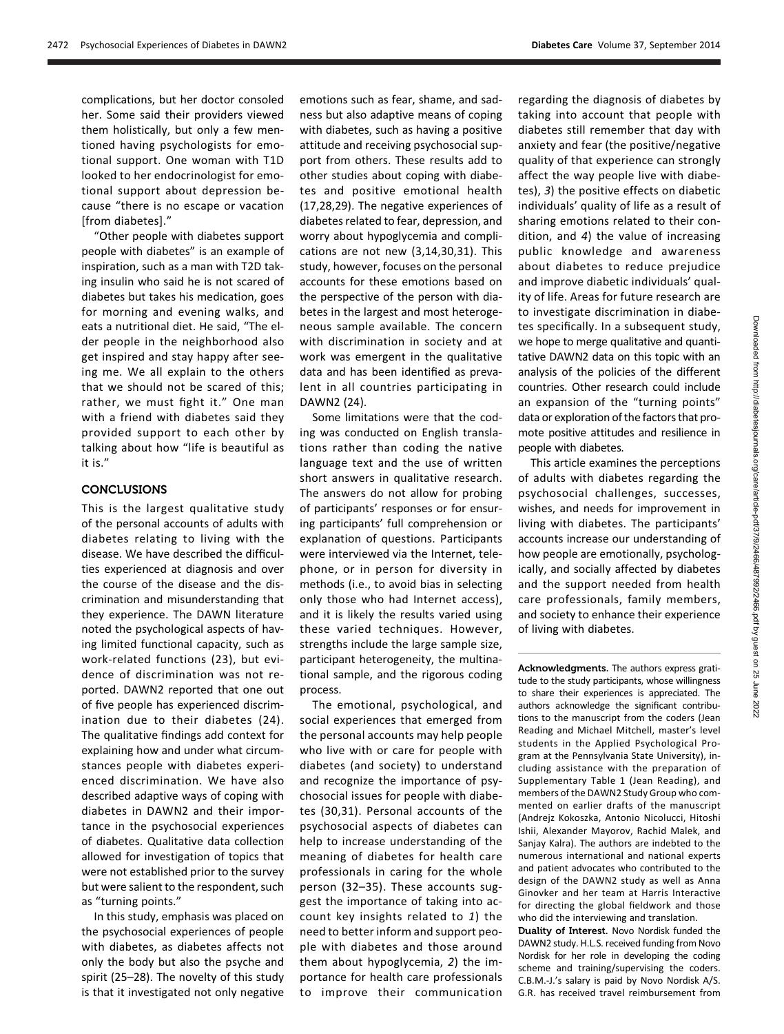complications, but her doctor consoled her. Some said their providers viewed them holistically, but only a few mentioned having psychologists for emotional support. One woman with T1D looked to her endocrinologist for emotional support about depression because "there is no escape or vacation [from diabetes]."

"Other people with diabetes support people with diabetes" is an example of inspiration, such as a man with T2D taking insulin who said he is not scared of diabetes but takes his medication, goes for morning and evening walks, and eats a nutritional diet. He said, "The elder people in the neighborhood also get inspired and stay happy after seeing me. We all explain to the others that we should not be scared of this; rather, we must fight it." One man with a friend with diabetes said they provided support to each other by talking about how "life is beautiful as it is."

## CONCLUSIONS

This is the largest qualitative study of the personal accounts of adults with diabetes relating to living with the disease. We have described the difficulties experienced at diagnosis and over the course of the disease and the discrimination and misunderstanding that they experience. The DAWN literature noted the psychological aspects of having limited functional capacity, such as work-related functions (23), but evidence of discrimination was not reported. DAWN2 reported that one out of five people has experienced discrimination due to their diabetes (24). The qualitative findings add context for explaining how and under what circumstances people with diabetes experienced discrimination. We have also described adaptive ways of coping with diabetes in DAWN2 and their importance in the psychosocial experiences of diabetes. Qualitative data collection allowed for investigation of topics that were not established prior to the survey but were salient to the respondent, such as "turning points."

In this study, emphasis was placed on the psychosocial experiences of people with diabetes, as diabetes affects not only the body but also the psyche and spirit (25–28). The novelty of this study is that it investigated not only negative emotions such as fear, shame, and sadness but also adaptive means of coping with diabetes, such as having a positive attitude and receiving psychosocial support from others. These results add to other studies about coping with diabetes and positive emotional health (17,28,29). The negative experiences of diabetes related to fear, depression, and worry about hypoglycemia and complications are not new (3,14,30,31). This study, however, focuses on the personal accounts for these emotions based on the perspective of the person with diabetes in the largest and most heterogeneous sample available. The concern with discrimination in society and at work was emergent in the qualitative data and has been identified as prevalent in all countries participating in DAWN2 (24).

Some limitations were that the coding was conducted on English translations rather than coding the native language text and the use of written short answers in qualitative research. The answers do not allow for probing of participants' responses or for ensuring participants' full comprehension or explanation of questions. Participants were interviewed via the Internet, telephone, or in person for diversity in methods (i.e., to avoid bias in selecting only those who had Internet access), and it is likely the results varied using these varied techniques. However, strengths include the large sample size, participant heterogeneity, the multinational sample, and the rigorous coding process.

The emotional, psychological, and social experiences that emerged from the personal accounts may help people who live with or care for people with diabetes (and society) to understand and recognize the importance of psychosocial issues for people with diabetes (30,31). Personal accounts of the psychosocial aspects of diabetes can help to increase understanding of the meaning of diabetes for health care professionals in caring for the whole person (32–35). These accounts suggest the importance of taking into account key insights related to *1*) the need to better inform and support people with diabetes and those around them about hypoglycemia, *2*) the importance for health care professionals to improve their communication regarding the diagnosis of diabetes by taking into account that people with diabetes still remember that day with anxiety and fear (the positive/negative quality of that experience can strongly affect the way people live with diabetes), *3*) the positive effects on diabetic individuals' quality of life as a result of sharing emotions related to their condition, and *4*) the value of increasing public knowledge and awareness about diabetes to reduce prejudice and improve diabetic individuals' quality of life. Areas for future research are to investigate discrimination in diabetes specifically. In a subsequent study, we hope to merge qualitative and quantitative DAWN2 data on this topic with an analysis of the policies of the different countries. Other research could include an expansion of the "turning points" data or exploration of the factors that promote positive attitudes and resilience in people with diabetes.

This article examines the perceptions of adults with diabetes regarding the psychosocial challenges, successes, wishes, and needs for improvement in living with diabetes. The participants' accounts increase our understanding of how people are emotionally, psychologically, and socially affected by diabetes and the support needed from health care professionals, family members, and society to enhance their experience of living with diabetes.

---

**Acknowledgments.** The authors express gratitude to the study participants, whose willingness to share their experiences is appreciated. The authors acknowledge the significant contributions to the manuscript from the coders (Jean Reading and Michael Mitchell, master's level students in the Applied Psychological Program at the Pennsylvania State University), including assistance with the preparation of Supplementary Table 1 (Jean Reading), and members of the DAWN2 Study Group who commented on earlier drafts of the manuscript (Andrejz Kokoszka, Antonio Nicolucci, Hitoshi Ishii, Alexander Mayorov, Rachid Malek, and Sanjay Kalra). The authors are indebted to the numerous international and national experts and patient advocates who contributed to the design of the DAWN2 study as well as Anna Ginovker and her team at Harris Interactive for directing the global fieldwork and those who did the interviewing and translation.

**Duality of Interest.** Novo Nordisk funded the DAWN2 study. H.L.S. received funding from Novo Nordisk for her role in developing the coding scheme and training/supervising the coders. C.B.M.-J.'s salary is paid by Novo Nordisk A/S. G.R. has received travel reimbursement from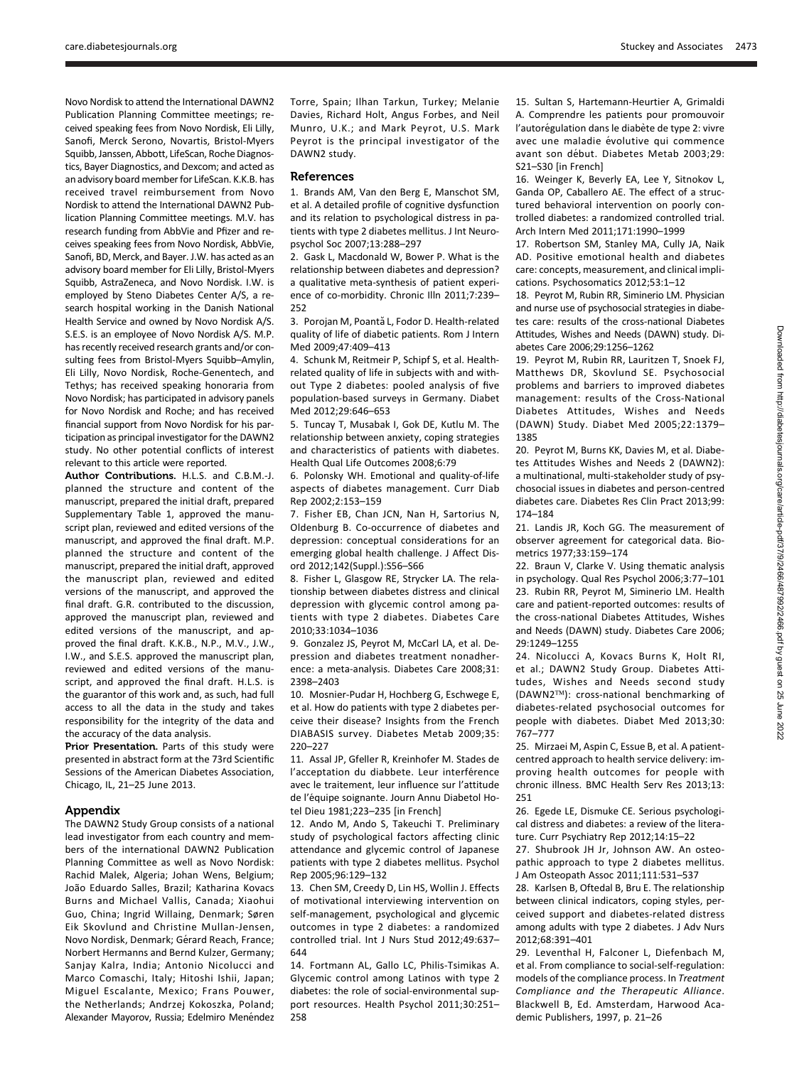Novo Nordisk to attend the International DAWN2 Publication Planning Committee meetings; received speaking fees from Novo Nordisk, Eli Lilly, Sanofi, Merck Serono, Novartis, Bristol-Myers Squibb, Janssen, Abbott, LifeScan, Roche Diagnostics, Bayer Diagnostics, and Dexcom; and acted as an advisory board member for LifeScan. K.K.B. has received travel reimbursement from Novo Nordisk to attend the International DAWN2 Publication Planning Committee meetings. M.V. has research funding from AbbVie and Pfizer and receives speaking fees from Novo Nordisk, AbbVie, Sanofi, BD, Merck, and Bayer. J.W. has acted as an advisory board member for Eli Lilly, Bristol-Myers Squibb, AstraZeneca, and Novo Nordisk. I.W. is employed by Steno Diabetes Center A/S, a research hospital working in the Danish National Health Service and owned by Novo Nordisk A/S. S.E.S. is an employee of Novo Nordisk A/S. M.P. has recently received research grants and/or consulting fees from Bristol-Myers Squibb–Amylin, Eli Lilly, Novo Nordisk, Roche-Genentech, and Tethys; has received speaking honoraria from Novo Nordisk; has participated in advisory panels for Novo Nordisk and Roche; and has received financial support from Novo Nordisk for his participation as principal investigator for the DAWN2 study. No other potential conflicts of interest relevant to this article were reported.

**Author Contributions.** H.L.S. and C.B.M.-J. planned the structure and content of the manuscript, prepared the initial draft, prepared Supplementary Table 1, approved the manuscript plan, reviewed and edited versions of the manuscript, and approved the final draft. M.P. planned the structure and content of the manuscript, prepared the initial draft, approved the manuscript plan, reviewed and edited versions of the manuscript, and approved the final draft. G.R. contributed to the discussion, approved the manuscript plan, reviewed and edited versions of the manuscript, and approved the final draft. K.K.B., N.P., M.V., J.W., I.W., and S.E.S. approved the manuscript plan, reviewed and edited versions of the manuscript, and approved the final draft. H.L.S. is the guarantor of this work and, as such, had full access to all the data in the study and takes responsibility for the integrity of the data and the accuracy of the data analysis.

**Prior Presentation.** Parts of this study were presented in abstract form at the 73rd Scientific Sessions of the American Diabetes Association, Chicago, IL, 21–25 June 2013.

## Appendix

The DAWN2 Study Group consists of a national lead investigator from each country and members of the international DAWN2 Publication Planning Committee as well as Novo Nordisk: Rachid Malek, Algeria; Johan Wens, Belgium; João Eduardo Salles, Brazil; Katharina Kovacs Burns and Michael Vallis, Canada; Xiaohui Guo, China; Ingrid Willaing, Denmark; Søren Eik Skovlund and Christine Mullan-Jensen, Novo Nordisk, Denmark; Gérard Reach, France; Norbert Hermanns and Bernd Kulzer, Germany; Sanjay Kalra, India; Antonio Nicolucci and Marco Comaschi, Italy; Hitoshi Ishii, Japan; Miguel Escalante, Mexico; Frans Pouwer, the Netherlands; Andrzej Kokoszka, Poland; Alexander Mayorov, Russia; Edelmiro Menéndez Torre, Spain; Ilhan Tarkun, Turkey; Melanie Davies, Richard Holt, Angus Forbes, and Neil Munro, U.K.; and Mark Peyrot, U.S. Mark Peyrot is the principal investigator of the DAWN2 study.

## References

1. Brands AM, Van den Berg E, Manschot SM, et al. A detailed profile of cognitive dysfunction and its relation to psychological distress in patients with type 2 diabetes mellitus. J Int Neuropsychol Soc 2007;13:288–297
2. Gask L, Macdonald W, Bower P. What is the relationship between diabetes and depression? a qualitative meta-synthesis of patient experience of co-morbidity. Chronic Illn 2011;7:239–252
3. Porojan M, Poantă L, Fodor D. Health-related quality of life of diabetic patients. Rom J Intern Med 2009;47:409–413
4. Schunk M, Reitmeir P, Schipf S, et al. Health-related quality of life in subjects with and without Type 2 diabetes: pooled analysis of five population-based surveys in Germany. Diabet Med 2012;29:646–653
5. Tuncay T, Musabak I, Gok DE, Kutlu M. The relationship between anxiety, coping strategies and characteristics of patients with diabetes. Health Qual Life Outcomes 2008;6:79
6. Polonsky WH. Emotional and quality-of-life aspects of diabetes management. Curr Diab Rep 2002;2:153–159
7. Fisher EB, Chan JCN, Nan H, Sartorius N, Oldenburg B. Co-occurrence of diabetes and depression: conceptual considerations for an emerging global health challenge. J Affect Disord 2012;142(Suppl.):S56–S66
8. Fisher L, Glasgow RE, Strycker LA. The relationship between diabetes distress and clinical depression with glycemic control among patients with type 2 diabetes. Diabetes Care 2010;33:1034–1036
9. Gonzalez JS, Peyrot M, McCarl LA, et al. Depression and diabetes treatment nonadherence: a meta-analysis. Diabetes Care 2008;31:2398–2403
10. Mosnier-Pudar H, Hochberg G, Eschwege E, et al. How do patients with type 2 diabetes perceive their disease? Insights from the French DIABASIS survey. Diabetes Metab 2009;35:220–227
11. Assal JP, Gfeller R, Kreinhofer M. Stades de l'acceptation du diabbete. Leur interférence avec le traitement, leur influence sur l'attitude de l'équipe soignante. Journ Annu Diabetol Hotel Dieu 1981;223–235 [in French]
12. Ando M, Ando S, Takeuchi T. Preliminary study of psychological factors affecting clinic attendance and glycemic control of Japanese patients with type 2 diabetes mellitus. Psychol Rep 2005;96:129–132
13. Chen SM, Creedy D, Lin HS, Wollin J. Effects of motivational interviewing intervention on self-management, psychological and glycemic outcomes in type 2 diabetes: a randomized controlled trial. Int J Nurs Stud 2012;49:637–644
14. Fortmann AL, Gallo LC, Philis-Tsimikas A. Glycemic control among Latinos with type 2 diabetes: the role of social-environmental support resources. Health Psychol 2011;30:251–258
15. Sultan S, Hartemann-Heurtier A, Grimaldi A. Comprendre les patients pour promouvoir l'autorégulation dans le diabète de type 2: vivre avec une maladie évolutive qui commence avant son début. Diabetes Metab 2003;29:S21–S30 [in French]
16. Weinger K, Beverly EA, Lee Y, Sitnokov L, Ganda OP, Caballero AE. The effect of a structured behavioral intervention on poorly controlled diabetes: a randomized controlled trial. Arch Intern Med 2011;171:1990–1999
17. Robertson SM, Stanley MA, Cully JA, Naik AD. Positive emotional health and diabetes care: concepts, measurement, and clinical implications. Psychosomatics 2012;53:1–12
18. Peyrot M, Rubin RR, Siminerio LM. Physician and nurse use of psychosocial strategies in diabetes care: results of the cross-national Diabetes Attitudes, Wishes and Needs (DAWN) study. Diabetes Care 2006;29:1256–1262
19. Peyrot M, Rubin RR, Lauritzen T, Snoek FJ, Matthews DR, Skovlund SE. Psychosocial problems and barriers to improved diabetes management: results of the Cross-National Diabetes Attitudes, Wishes and Needs (DAWN) Study. Diabet Med 2005;22:1379–1385
20. Peyrot M, Burns KK, Davies M, et al. Diabetes Attitudes Wishes and Needs 2 (DAWN2): a multinational, multi-stakeholder study of psychosocial issues in diabetes and person-centred diabetes care. Diabetes Res Clin Pract 2013;99:174–184
21. Landis JR, Koch GG. The measurement of observer agreement for categorical data. Biometrics 1977;33:159–174
22. Braun V, Clarke V. Using thematic analysis in psychology. Qual Res Psychol 2006;3:77–101
23. Rubin RR, Peyrot M, Siminerio LM. Health care and patient-reported outcomes: results of the cross-national Diabetes Attitudes, Wishes and Needs (DAWN) study. Diabetes Care 2006;29:1249–1255
24. Nicolucci A, Kovacs Burns K, Holt RI, et al.; DAWN2 Study Group. Diabetes Attitudes, Wishes and Needs second study (DAWN2™): cross-national benchmarking of diabetes-related psychosocial outcomes for people with diabetes. Diabet Med 2013;30:767–777
25. Mirzaei M, Aspin C, Essue B, et al. A patient-centred approach to health service delivery: improving health outcomes for people with chronic illness. BMC Health Serv Res 2013;13:251
26. Egede LE, Dismuke CE. Serious psychological distress and diabetes: a review of the literature. Curr Psychiatry Rep 2012;14:15–22
27. Shubrook JH Jr, Johnson AW. An osteopathic approach to type 2 diabetes mellitus. J Am Osteopath Assoc 2011;111:531–537
28. Karlsen B, Oftedal B, Bru E. The relationship between clinical indicators, coping styles, perceived support and diabetes-related distress among adults with type 2 diabetes. J Adv Nurs 2012;68:391–401
29. Leventhal H, Falconer L, Diefenbach M, et al. From compliance to social-self-regulation: models of the compliance process. In *Treatment Compliance and the Therapeutic Alliance*. Blackwell B, Ed. Amsterdam, Harwood Academic Publishers, 1997, p. 21–26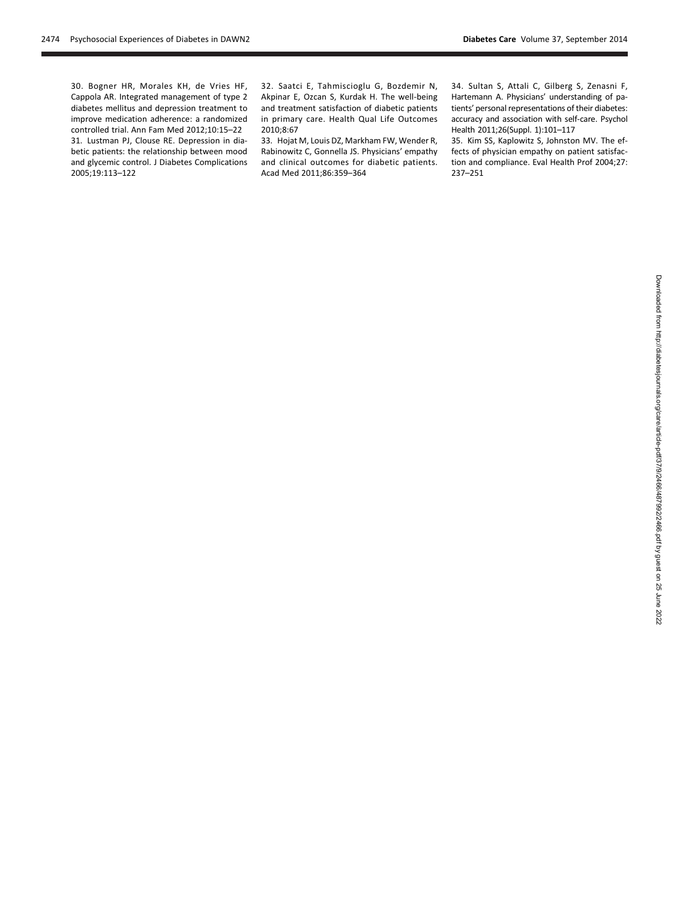30. Bogner HR, Morales KH, de Vries HF, Cappola AR. Integrated management of type 2 diabetes mellitus and depression treatment to improve medication adherence: a randomized controlled trial. Ann Fam Med 2012;10:15–22

31. Lustman PJ, Clouse RE. Depression in diabetic patients: the relationship between mood and glycemic control. J Diabetes Complications 2005;19:113–122

32. Saatci E, Tahmiscioglu G, Bozdemir N, Akpinar E, Ozcan S, Kurdak H. The well-being and treatment satisfaction of diabetic patients in primary care. Health Qual Life Outcomes 2010;8:67

33. Hojat M, Louis DZ, Markham FW, Wender R, Rabinowitz C, Gonnella JS. Physicians' empathy and clinical outcomes for diabetic patients. Acad Med 2011;86:359–364

34. Sultan S, Attali C, Gilberg S, Zenasni F, Hartemann A. Physicians' understanding of patients' personal representations of their diabetes: accuracy and association with self-care. Psychol Health 2011;26(Suppl. 1):101–117

35. Kim SS, Kaplowitz S, Johnston MV. The effects of physician empathy on patient satisfaction and compliance. Eval Health Prof 2004;27:237–251